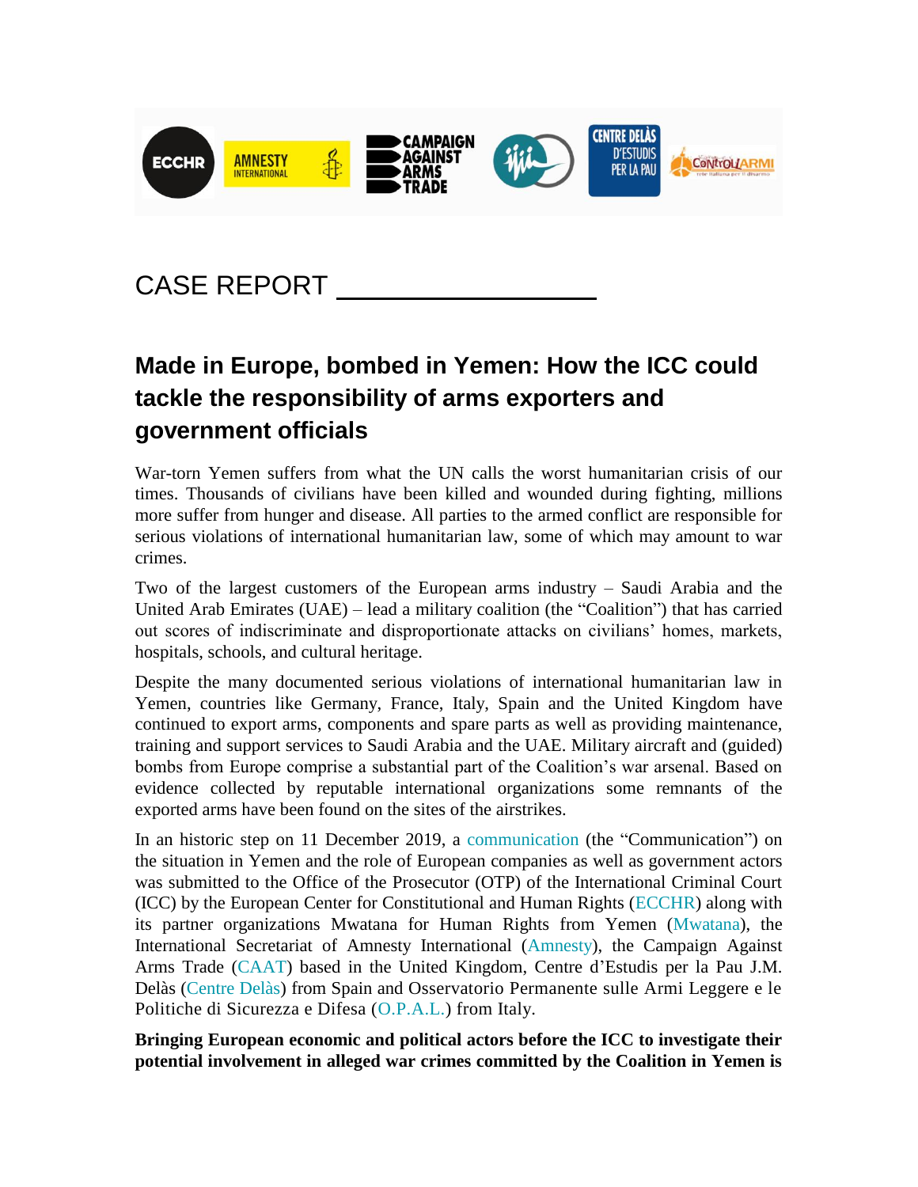CASE REPORT

# Made in Europe, bombed in Yemen: How the ICC could tackle the responsibility of arms exporters and government officials

War-torn Yemen suffers from what the UN calls the worst humanitarian crisis of our times. Thousands of civilians have been killed and wounded during fighting, millions more suffer from hunger and disease. All parties to the armed conflict are responsible for serious violations of international humanitarian law, some of which may amount to war crimes.

Two of the largest customers of the European arms industry – Saudi Arabia and the United Arab Emirates (UAE) – lead a military coalition (the "Coalition") that has carried out scores of indiscriminate and disproportionate attacks on civilians' homes, markets, hospitals, schools, and cultural heritage.

Despite the many documented serious violations of international humanitarian law in Yemen, countries like Germany, France, Italy, Spain and the United Kingdom have continued to export arms, components and spare parts as well as providing maintenance, training and support services to Saudi Arabia and the UAE. Military aircraft and (guided) bombs from Europe comprise a substantial part of the Coalition's war arsenal. Based on evidence collected by reputable international organizations some remnants of the exported arms have been found on the sites of the airstrikes.

In an historic step on 11 December 2019, a communication (the "Communication") on the situation in Yemen and the role of European companies as well as government actors was submitted to the Office of the Prosecutor (OTP) of the International Criminal Court (ICC) by the European Center for Constitutional and Human Rights (ECCHR) along with its partner organizations Mwatana for Human Rights from Yemen (Mwatana), the International Secretariat of Amnesty International (Amnesty), the Campaign Against Arms Trade (CAAT) based in the United Kingdom, Centre d'Estudis per la Pau J.M. Delàs (Centre Delàs) from Spain and Osservatorio Permanente sulle Armi Leggere e le Politiche di Sicurezza e Difesa (O.P.A.L.) from Italy.

**Bringing European economic and political actors before the ICC to investigate their potential involvement in alleged war crimes committed by the Coalition in Yemen is**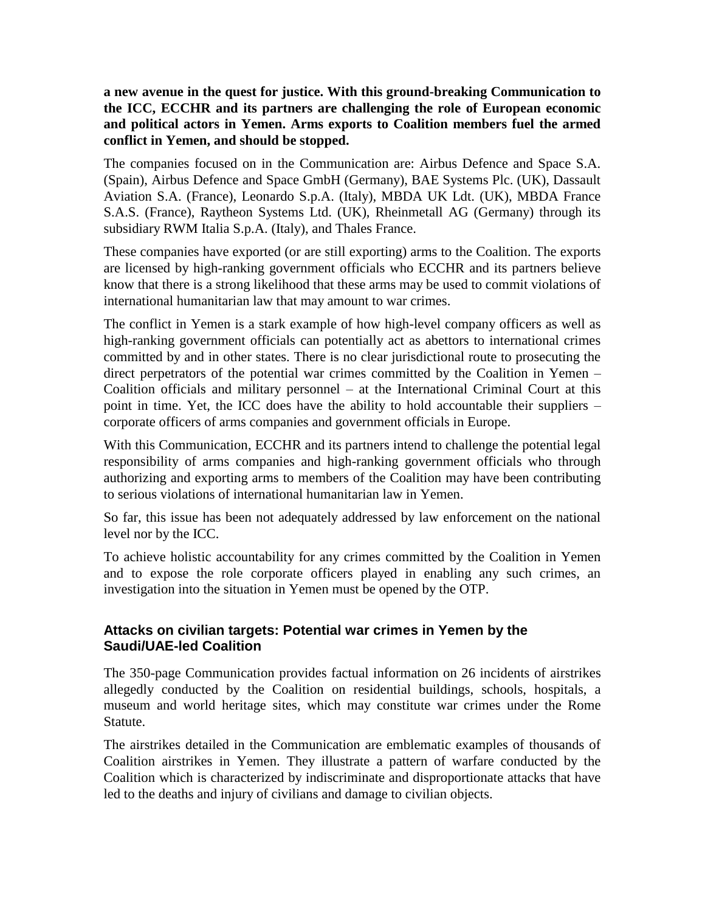**a new avenue in the quest for justice. With this ground-breaking Communication to the ICC, ECCHR and its partners are challenging the role of European economic and political actors in Yemen. Arms exports to Coalition members fuel the armed conflict in Yemen, and should be stopped.**

The companies focused on in the Communication are: Airbus Defence and Space S.A. (Spain), Airbus Defence and Space GmbH (Germany), BAE Systems Plc. (UK), Dassault Aviation S.A. (France), Leonardo S.p.A. (Italy), MBDA UK Ldt. (UK), MBDA France S.A.S. (France), Raytheon Systems Ltd. (UK), Rheinmetall AG (Germany) through its subsidiary RWM Italia S.p.A. (Italy), and Thales France.

These companies have exported (or are still exporting) arms to the Coalition. The exports are licensed by high-ranking government officials who ECCHR and its partners believe know that there is a strong likelihood that these arms may be used to commit violations of international humanitarian law that may amount to war crimes.

The conflict in Yemen is a stark example of how high-level company officers as well as high-ranking government officials can potentially act as abettors to international crimes committed by and in other states. There is no clear jurisdictional route to prosecuting the direct perpetrators of the potential war crimes committed by the Coalition in Yemen – Coalition officials and military personnel – at the International Criminal Court at this point in time. Yet, the ICC does have the ability to hold accountable their suppliers – corporate officers of arms companies and government officials in Europe.

With this Communication, ECCHR and its partners intend to challenge the potential legal responsibility of arms companies and high-ranking government officials who through authorizing and exporting arms to members of the Coalition may have been contributing to serious violations of international humanitarian law in Yemen.

So far, this issue has been not adequately addressed by law enforcement on the national level nor by the ICC.

To achieve holistic accountability for any crimes committed by the Coalition in Yemen and to expose the role corporate officers played in enabling any such crimes, an investigation into the situation in Yemen must be opened by the OTP.

## Attacks on civilian targets: Potential war crimes in Yemen by the Saudi/UAE-led Coalition

The 350-page Communication provides factual information on 26 incidents of airstrikes allegedly conducted by the Coalition on residential buildings, schools, hospitals, a museum and world heritage sites, which may constitute war crimes under the Rome Statute.

The airstrikes detailed in the Communication are emblematic examples of thousands of Coalition airstrikes in Yemen. They illustrate a pattern of warfare conducted by the Coalition which is characterized by indiscriminate and disproportionate attacks that have led to the deaths and injury of civilians and damage to civilian objects.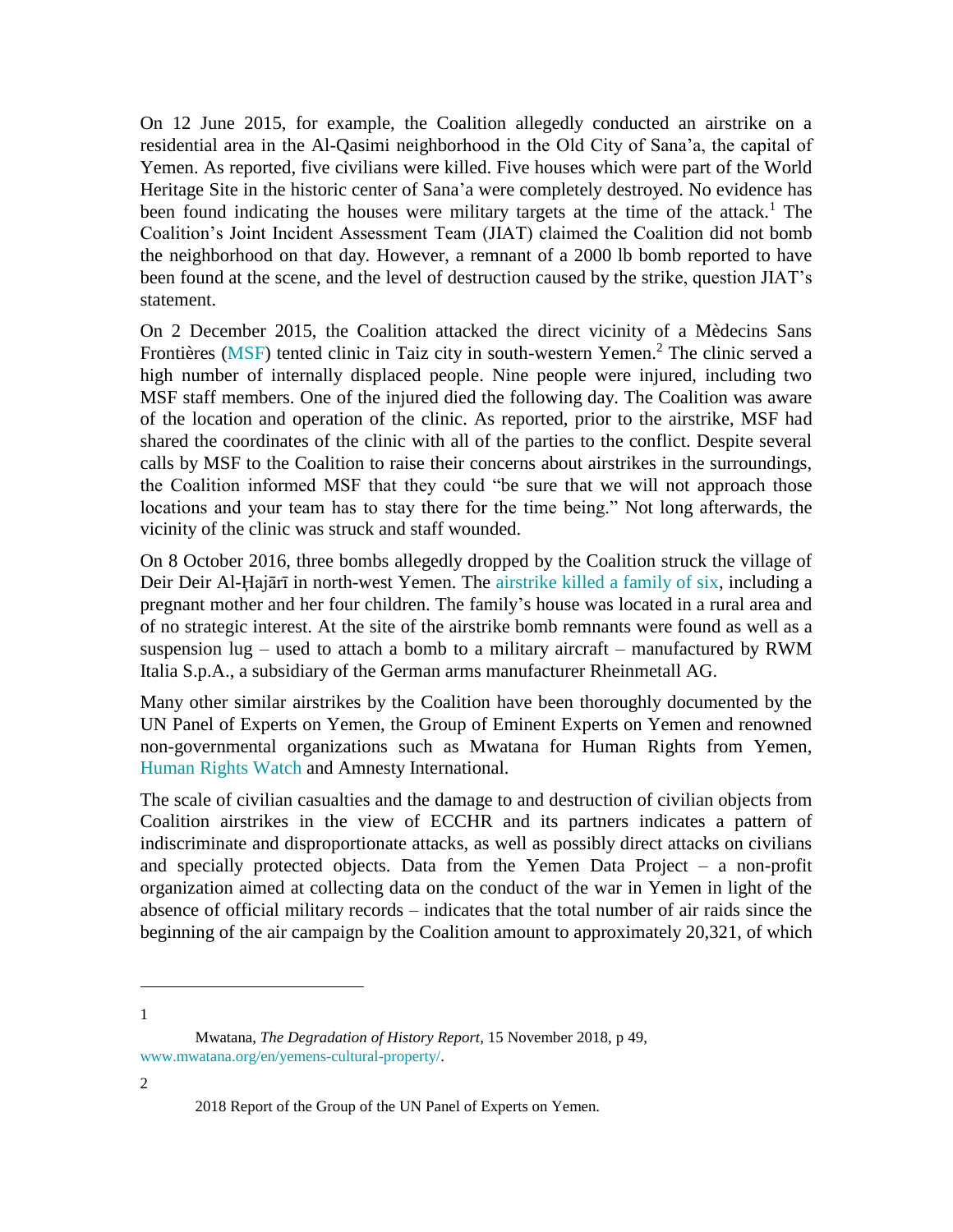On 12 June 2015, for example, the Coalition allegedly conducted an airstrike on a residential area in the Al-Qasimi neighborhood in the Old City of Sana'a, the capital of Yemen. As reported, five civilians were killed. Five houses which were part of the World Heritage Site in the historic center of Sana'a were completely destroyed. No evidence has been found indicating the houses were military targets at the time of the attack.[1] The Coalition's Joint Incident Assessment Team (JIAT) claimed the Coalition did not bomb the neighborhood on that day. However, a remnant of a 2000 lb bomb reported to have been found at the scene, and the level of destruction caused by the strike, question JIAT's statement.

On 2 December 2015, the Coalition attacked the direct vicinity of a Mèdecins Sans Frontières (MSF) tented clinic in Taiz city in south-western Yemen.[2] The clinic served a high number of internally displaced people. Nine people were injured, including two MSF staff members. One of the injured died the following day. The Coalition was aware of the location and operation of the clinic. As reported, prior to the airstrike, MSF had shared the coordinates of the clinic with all of the parties to the conflict. Despite several calls by MSF to the Coalition to raise their concerns about airstrikes in the surroundings, the Coalition informed MSF that they could "be sure that we will not approach those locations and your team has to stay there for the time being." Not long afterwards, the vicinity of the clinic was struck and staff wounded.

On 8 October 2016, three bombs allegedly dropped by the Coalition struck the village of Deir Deir Al-Ḥajārī in north-west Yemen. The airstrike killed a family of six, including a pregnant mother and her four children. The family's house was located in a rural area and of no strategic interest. At the site of the airstrike bomb remnants were found as well as a suspension lug – used to attach a bomb to a military aircraft – manufactured by RWM Italia S.p.A., a subsidiary of the German arms manufacturer Rheinmetall AG.

Many other similar airstrikes by the Coalition have been thoroughly documented by the UN Panel of Experts on Yemen, the Group of Eminent Experts on Yemen and renowned non-governmental organizations such as Mwatana for Human Rights from Yemen, Human Rights Watch and Amnesty International.

The scale of civilian casualties and the damage to and destruction of civilian objects from Coalition airstrikes in the view of ECCHR and its partners indicates a pattern of indiscriminate and disproportionate attacks, as well as possibly direct attacks on civilians and specially protected objects. Data from the Yemen Data Project – a non-profit organization aimed at collecting data on the conduct of the war in Yemen in light of the absence of official military records – indicates that the total number of air raids since the beginning of the air campaign by the Coalition amount to approximately 20,321, of which

---

[1] Mwatana, *The Degradation of History Report*, 15 November 2018, p 49, www.mwatana.org/en/yemens-cultural-property/.

[2] 2018 Report of the Group of the UN Panel of Experts on Yemen.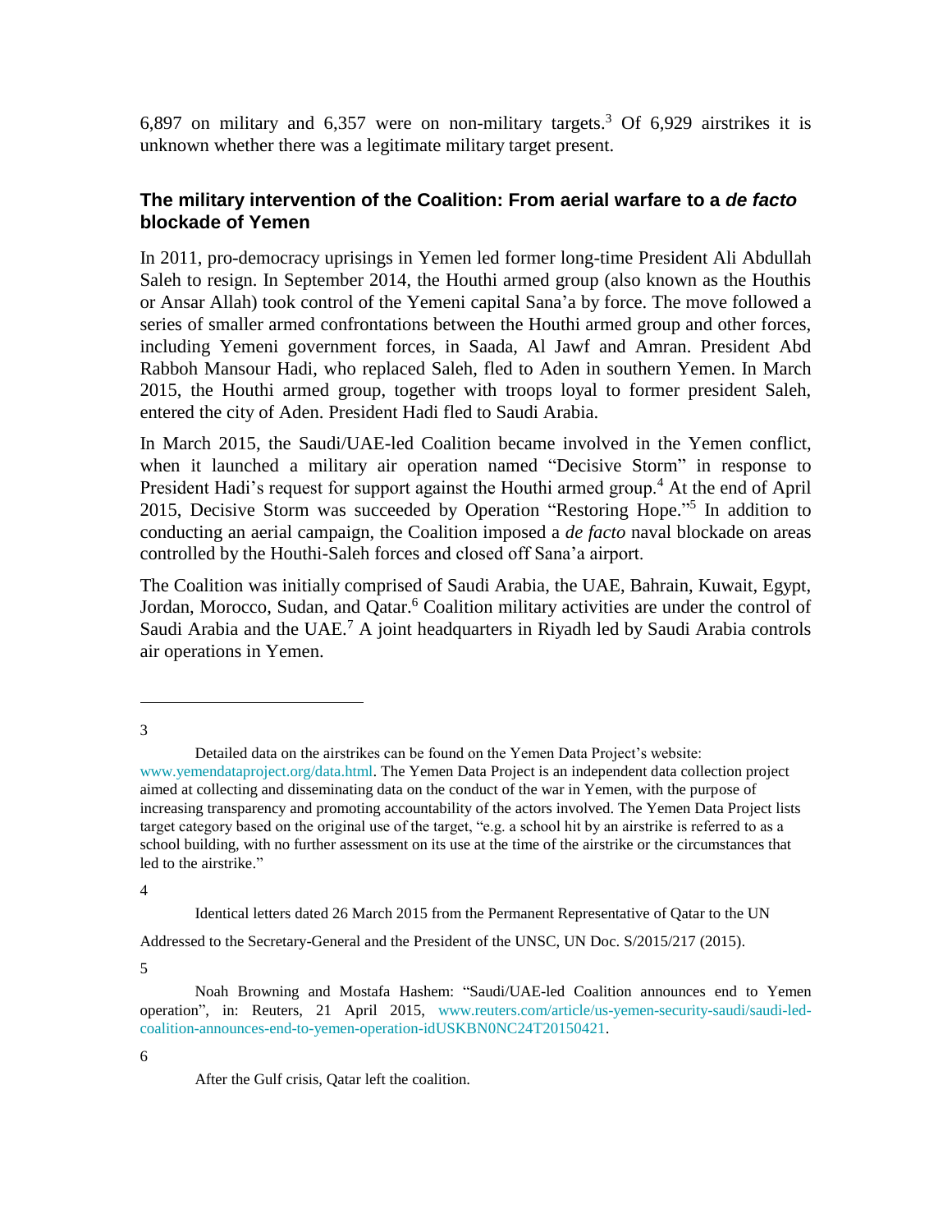6,897 on military and 6,357 were on non-military targets.[3] Of 6,929 airstrikes it is unknown whether there was a legitimate military target present.

## The military intervention of the Coalition: From aerial warfare to a *de facto* blockade of Yemen

In 2011, pro-democracy uprisings in Yemen led former long-time President Ali Abdullah Saleh to resign. In September 2014, the Houthi armed group (also known as the Houthis or Ansar Allah) took control of the Yemeni capital Sana'a by force. The move followed a series of smaller armed confrontations between the Houthi armed group and other forces, including Yemeni government forces, in Saada, Al Jawf and Amran. President Abd Rabboh Mansour Hadi, who replaced Saleh, fled to Aden in southern Yemen. In March 2015, the Houthi armed group, together with troops loyal to former president Saleh, entered the city of Aden. President Hadi fled to Saudi Arabia.

In March 2015, the Saudi/UAE-led Coalition became involved in the Yemen conflict, when it launched a military air operation named "Decisive Storm" in response to President Hadi's request for support against the Houthi armed group.[4] At the end of April 2015, Decisive Storm was succeeded by Operation "Restoring Hope."[5] In addition to conducting an aerial campaign, the Coalition imposed a *de facto* naval blockade on areas controlled by the Houthi-Saleh forces and closed off Sana'a airport.

The Coalition was initially comprised of Saudi Arabia, the UAE, Bahrain, Kuwait, Egypt, Jordan, Morocco, Sudan, and Qatar.[6] Coalition military activities are under the control of Saudi Arabia and the UAE.[7] A joint headquarters in Riyadh led by Saudi Arabia controls air operations in Yemen.

---

3

Detailed data on the airstrikes can be found on the Yemen Data Project's website: www.yemendataproject.org/data.html. The Yemen Data Project is an independent data collection project aimed at collecting and disseminating data on the conduct of the war in Yemen, with the purpose of increasing transparency and promoting accountability of the actors involved. The Yemen Data Project lists target category based on the original use of the target, "e.g. a school hit by an airstrike is referred to as a school building, with no further assessment on its use at the time of the airstrike or the circumstances that led to the airstrike."

4

Identical letters dated 26 March 2015 from the Permanent Representative of Qatar to the UN Addressed to the Secretary-General and the President of the UNSC, UN Doc. S/2015/217 (2015).

5

Noah Browning and Mostafa Hashem: "Saudi/UAE-led Coalition announces end to Yemen operation", in: Reuters, 21 April 2015, www.reuters.com/article/us-yemen-security-saudi/saudi-led-coalition-announces-end-to-yemen-operation-idUSKBN0NC24T20150421.

6

After the Gulf crisis, Qatar left the coalition.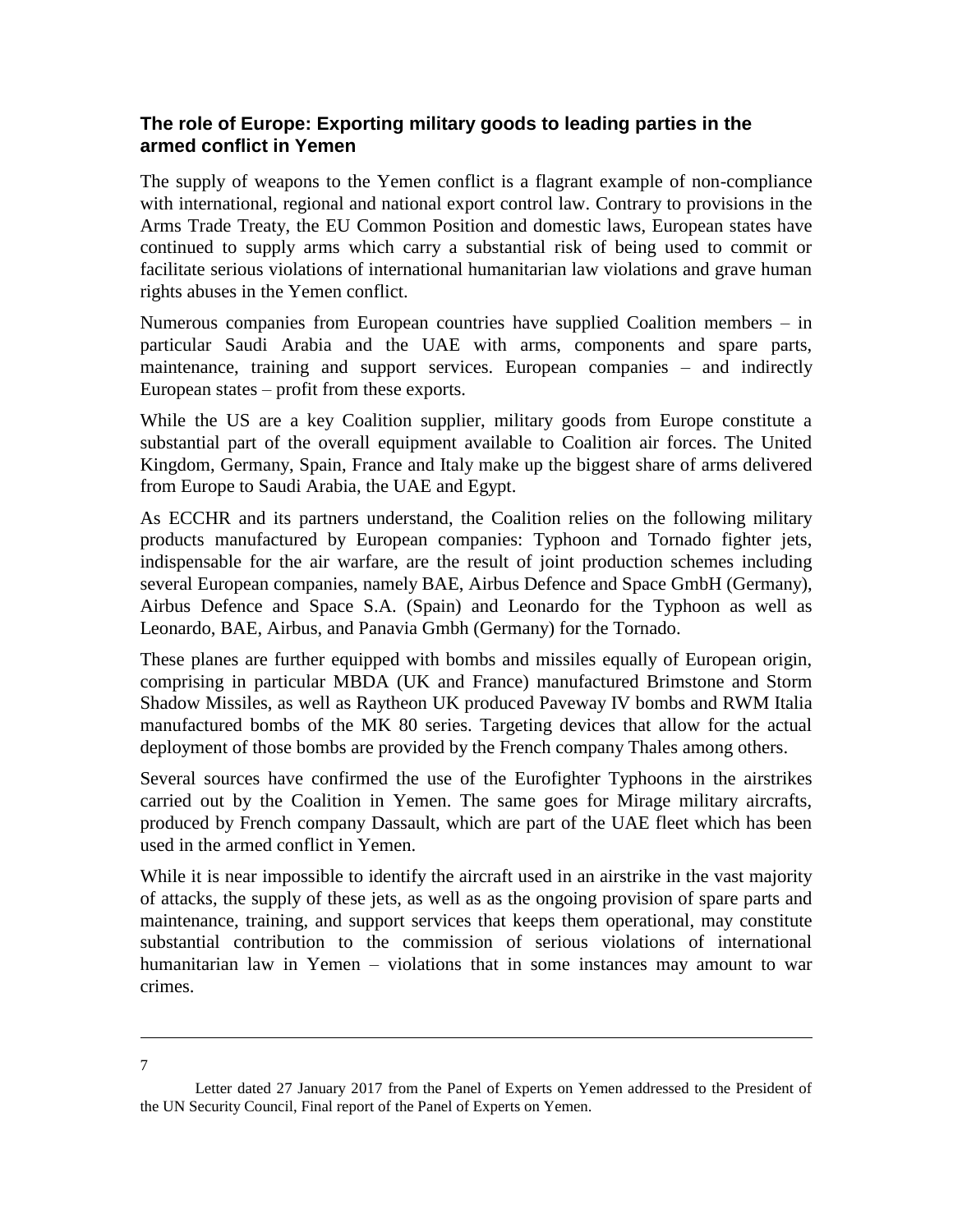## The role of Europe: Exporting military goods to leading parties in the armed conflict in Yemen

The supply of weapons to the Yemen conflict is a flagrant example of non-compliance with international, regional and national export control law. Contrary to provisions in the Arms Trade Treaty, the EU Common Position and domestic laws, European states have continued to supply arms which carry a substantial risk of being used to commit or facilitate serious violations of international humanitarian law violations and grave human rights abuses in the Yemen conflict.

Numerous companies from European countries have supplied Coalition members – in particular Saudi Arabia and the UAE with arms, components and spare parts, maintenance, training and support services. European companies – and indirectly European states – profit from these exports.

While the US are a key Coalition supplier, military goods from Europe constitute a substantial part of the overall equipment available to Coalition air forces. The United Kingdom, Germany, Spain, France and Italy make up the biggest share of arms delivered from Europe to Saudi Arabia, the UAE and Egypt.

As ECCHR and its partners understand, the Coalition relies on the following military products manufactured by European companies: Typhoon and Tornado fighter jets, indispensable for the air warfare, are the result of joint production schemes including several European companies, namely BAE, Airbus Defence and Space GmbH (Germany), Airbus Defence and Space S.A. (Spain) and Leonardo for the Typhoon as well as Leonardo, BAE, Airbus, and Panavia Gmbh (Germany) for the Tornado.

These planes are further equipped with bombs and missiles equally of European origin, comprising in particular MBDA (UK and France) manufactured Brimstone and Storm Shadow Missiles, as well as Raytheon UK produced Paveway IV bombs and RWM Italia manufactured bombs of the MK 80 series. Targeting devices that allow for the actual deployment of those bombs are provided by the French company Thales among others.

Several sources have confirmed the use of the Eurofighter Typhoons in the airstrikes carried out by the Coalition in Yemen. The same goes for Mirage military aircrafts, produced by French company Dassault, which are part of the UAE fleet which has been used in the armed conflict in Yemen.

While it is near impossible to identify the aircraft used in an airstrike in the vast majority of attacks, the supply of these jets, as well as as the ongoing provision of spare parts and maintenance, training, and support services that keeps them operational, may constitute substantial contribution to the commission of serious violations of international humanitarian law in Yemen – violations that in some instances may amount to war crimes.

---

7 Letter dated 27 January 2017 from the Panel of Experts on Yemen addressed to the President of the UN Security Council, Final report of the Panel of Experts on Yemen.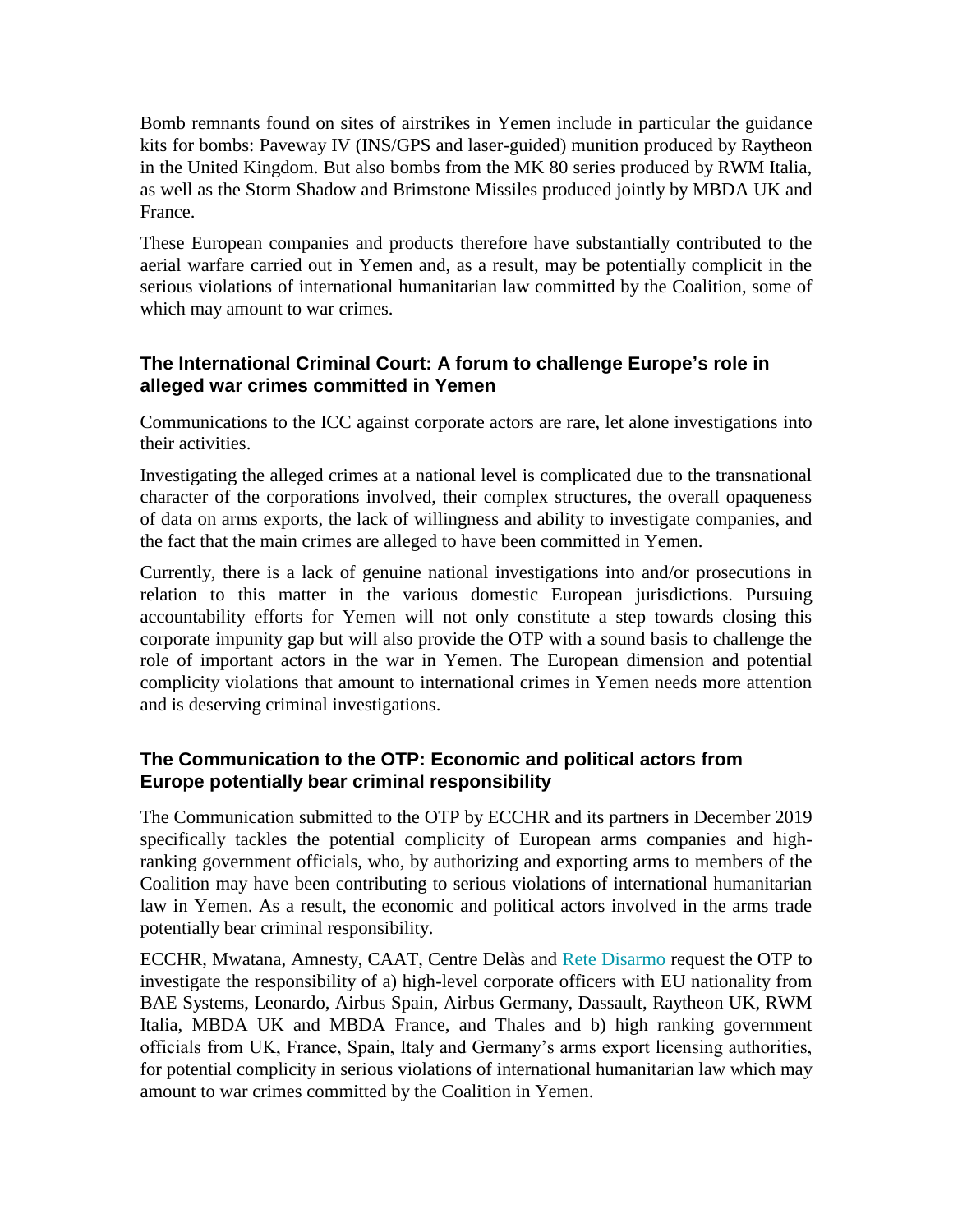Bomb remnants found on sites of airstrikes in Yemen include in particular the guidance kits for bombs: Paveway IV (INS/GPS and laser-guided) munition produced by Raytheon in the United Kingdom. But also bombs from the MK 80 series produced by RWM Italia, as well as the Storm Shadow and Brimstone Missiles produced jointly by MBDA UK and France.

These European companies and products therefore have substantially contributed to the aerial warfare carried out in Yemen and, as a result, may be potentially complicit in the serious violations of international humanitarian law committed by the Coalition, some of which may amount to war crimes.

### The International Criminal Court: A forum to challenge Europe's role in alleged war crimes committed in Yemen

Communications to the ICC against corporate actors are rare, let alone investigations into their activities.

Investigating the alleged crimes at a national level is complicated due to the transnational character of the corporations involved, their complex structures, the overall opaqueness of data on arms exports, the lack of willingness and ability to investigate companies, and the fact that the main crimes are alleged to have been committed in Yemen.

Currently, there is a lack of genuine national investigations into and/or prosecutions in relation to this matter in the various domestic European jurisdictions. Pursuing accountability efforts for Yemen will not only constitute a step towards closing this corporate impunity gap but will also provide the OTP with a sound basis to challenge the role of important actors in the war in Yemen. The European dimension and potential complicity violations that amount to international crimes in Yemen needs more attention and is deserving criminal investigations.

### The Communication to the OTP: Economic and political actors from Europe potentially bear criminal responsibility

The Communication submitted to the OTP by ECCHR and its partners in December 2019 specifically tackles the potential complicity of European arms companies and high-ranking government officials, who, by authorizing and exporting arms to members of the Coalition may have been contributing to serious violations of international humanitarian law in Yemen. As a result, the economic and political actors involved in the arms trade potentially bear criminal responsibility.

ECCHR, Mwatana, Amnesty, CAAT, Centre Delàs and Rete Disarmo request the OTP to investigate the responsibility of a) high-level corporate officers with EU nationality from BAE Systems, Leonardo, Airbus Spain, Airbus Germany, Dassault, Raytheon UK, RWM Italia, MBDA UK and MBDA France, and Thales and b) high ranking government officials from UK, France, Spain, Italy and Germany's arms export licensing authorities, for potential complicity in serious violations of international humanitarian law which may amount to war crimes committed by the Coalition in Yemen.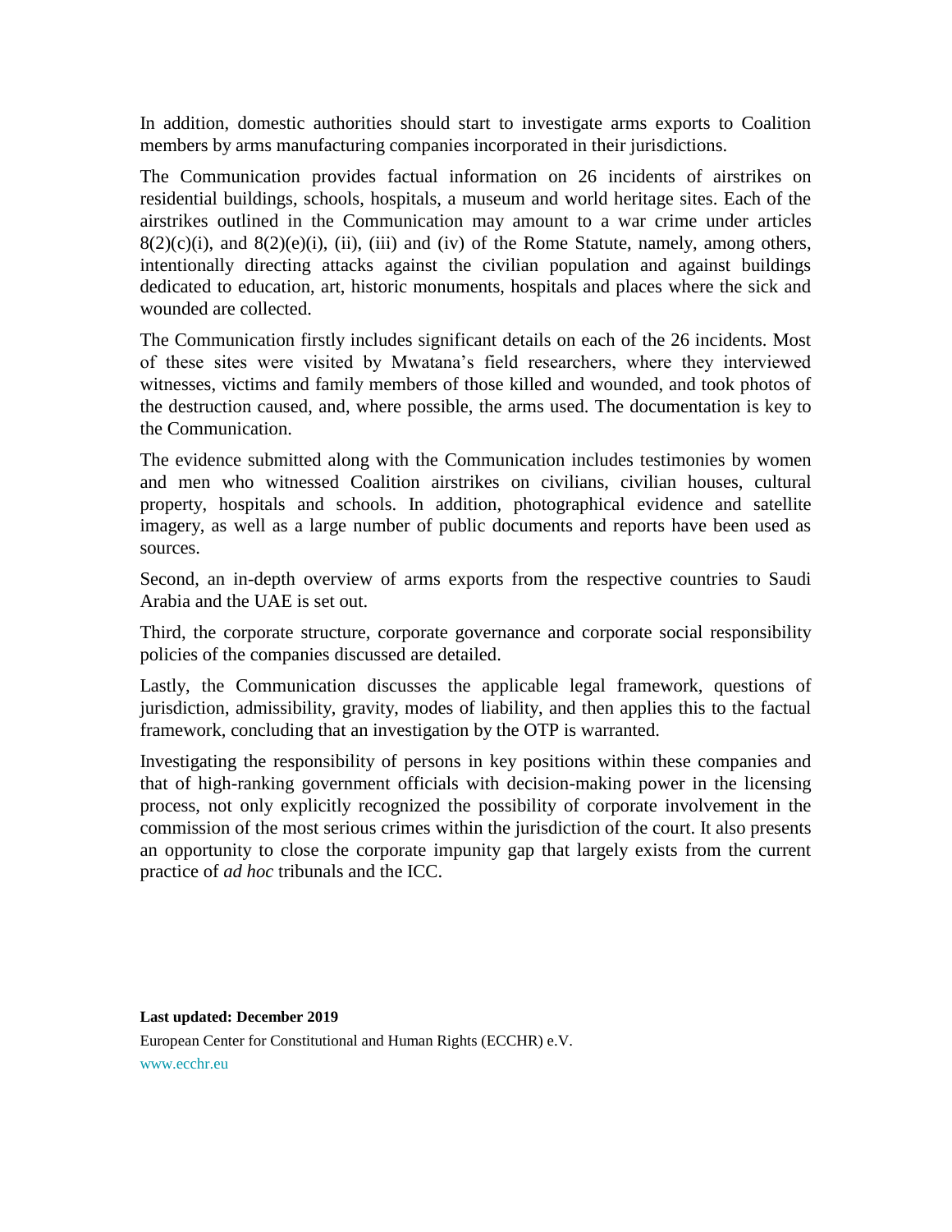In addition, domestic authorities should start to investigate arms exports to Coalition members by arms manufacturing companies incorporated in their jurisdictions.

The Communication provides factual information on 26 incidents of airstrikes on residential buildings, schools, hospitals, a museum and world heritage sites. Each of the airstrikes outlined in the Communication may amount to a war crime under articles 8(2)(c)(i), and 8(2)(e)(i), (ii), (iii) and (iv) of the Rome Statute, namely, among others, intentionally directing attacks against the civilian population and against buildings dedicated to education, art, historic monuments, hospitals and places where the sick and wounded are collected.

The Communication firstly includes significant details on each of the 26 incidents. Most of these sites were visited by Mwatana's field researchers, where they interviewed witnesses, victims and family members of those killed and wounded, and took photos of the destruction caused, and, where possible, the arms used. The documentation is key to the Communication.

The evidence submitted along with the Communication includes testimonies by women and men who witnessed Coalition airstrikes on civilians, civilian houses, cultural property, hospitals and schools. In addition, photographical evidence and satellite imagery, as well as a large number of public documents and reports have been used as sources.

Second, an in-depth overview of arms exports from the respective countries to Saudi Arabia and the UAE is set out.

Third, the corporate structure, corporate governance and corporate social responsibility policies of the companies discussed are detailed.

Lastly, the Communication discusses the applicable legal framework, questions of jurisdiction, admissibility, gravity, modes of liability, and then applies this to the factual framework, concluding that an investigation by the OTP is warranted.

Investigating the responsibility of persons in key positions within these companies and that of high-ranking government officials with decision-making power in the licensing process, not only explicitly recognized the possibility of corporate involvement in the commission of the most serious crimes within the jurisdiction of the court. It also presents an opportunity to close the corporate impunity gap that largely exists from the current practice of *ad hoc* tribunals and the ICC.

**Last updated: December 2019**

European Center for Constitutional and Human Rights (ECCHR) e.V.

www.ecchr.eu